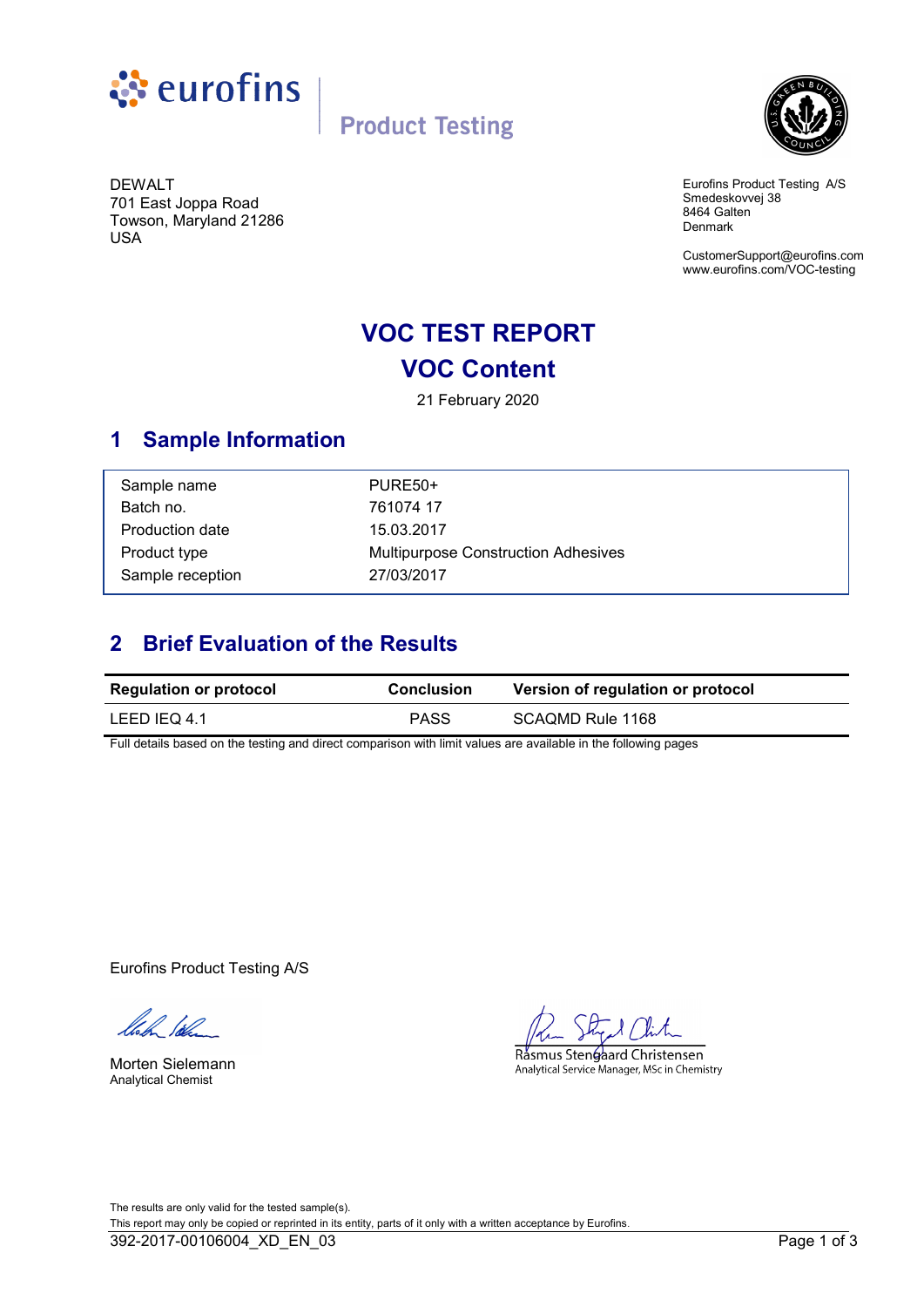eurofins | Product Testing

DEWALT
701 East Joppa Road
Towson, Maryland 21286
USA

Eurofins Product Testing A/S
Smedeskovvej 38
8464 Galten
Denmark

CustomerSupport@eurofins.com
www.eurofins.com/VOC-testing

# VOC TEST REPORT
# VOC Content

21 February 2020

## 1 Sample Information

| | |
|---|---|
| Sample name | PURE50+ |
| Batch no. | 761074 17 |
| Production date | 15.03.2017 |
| Product type | Multipurpose Construction Adhesives |
| Sample reception | 27/03/2017 |

## 2 Brief Evaluation of the Results

| Regulation or protocol | Conclusion | Version of regulation or protocol |
|---|---|---|
| LEED IEQ 4.1 | PASS | SCAQMD Rule 1168 |

Full details based on the testing and direct comparison with limit values are available in the following pages

Eurofins Product Testing A/S

Morten Sielemann
Analytical Chemist

Rasmus Stengaard Christensen
Analytical Service Manager, MSc in Chemistry

The results are only valid for the tested sample(s).
This report may only be copied or reprinted in its entity, parts of it only with a written acceptance by Eurofins.

392-2017-00106004_XD_EN_03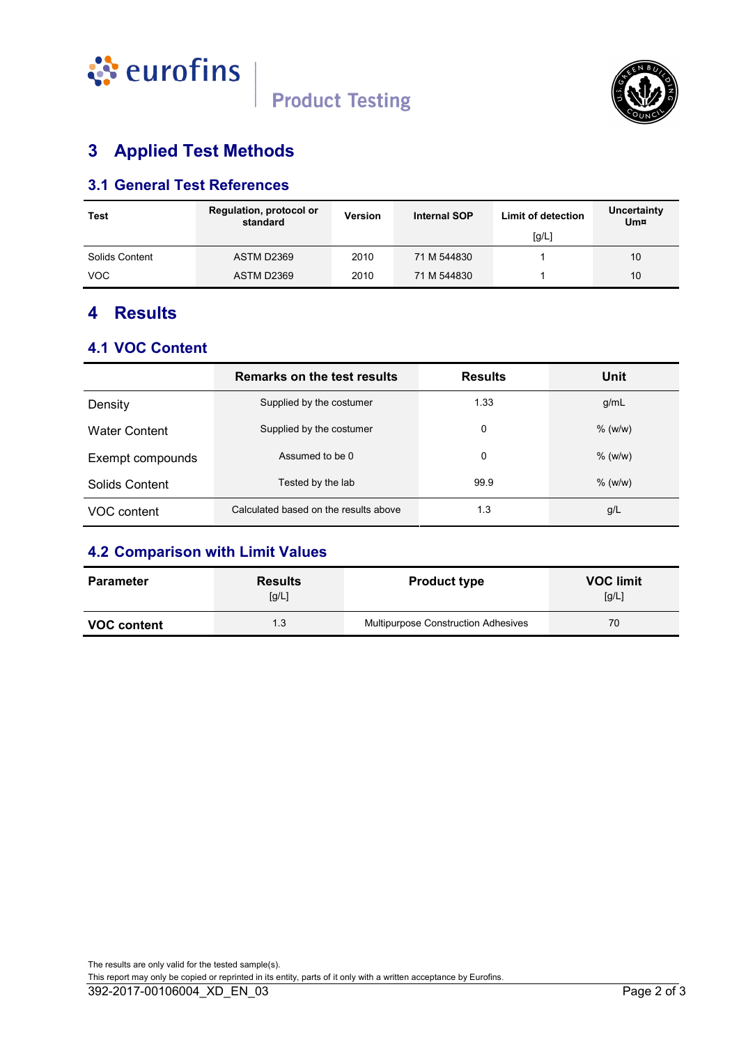## 3 Applied Test Methods

### 3.1 General Test References

| Test | Regulation, protocol or standard | Version | Internal SOP | Limit of detection [g/L] | Uncertainty Um¤ |
|---|---|---|---|---|---|
| Solids Content | ASTM D2369 | 2010 | 71 M 544830 | 1 | 10 |
| VOC | ASTM D2369 | 2010 | 71 M 544830 | 1 | 10 |

## 4 Results

### 4.1 VOC Content

| | Remarks on the test results | Results | Unit |
|---|---|---|---|
| Density | Supplied by the costumer | 1.33 | g/mL |
| Water Content | Supplied by the costumer | 0 | % (w/w) |
| Exempt compounds | Assumed to be 0 | 0 | % (w/w) |
| Solids Content | Tested by the lab | 99.9 | % (w/w) |
| VOC content | Calculated based on the results above | 1.3 | g/L |

### 4.2 Comparison with Limit Values

| Parameter | Results [g/L] | Product type | VOC limit [g/L] |
|---|---|---|---|
| **VOC content** | 1.3 | Multipurpose Construction Adhesives | 70 |

The results are only valid for the tested sample(s).
This report may only be copied or reprinted in its entity, parts of it only with a written acceptance by Eurofins.
392-2017-00106004_XD_EN_03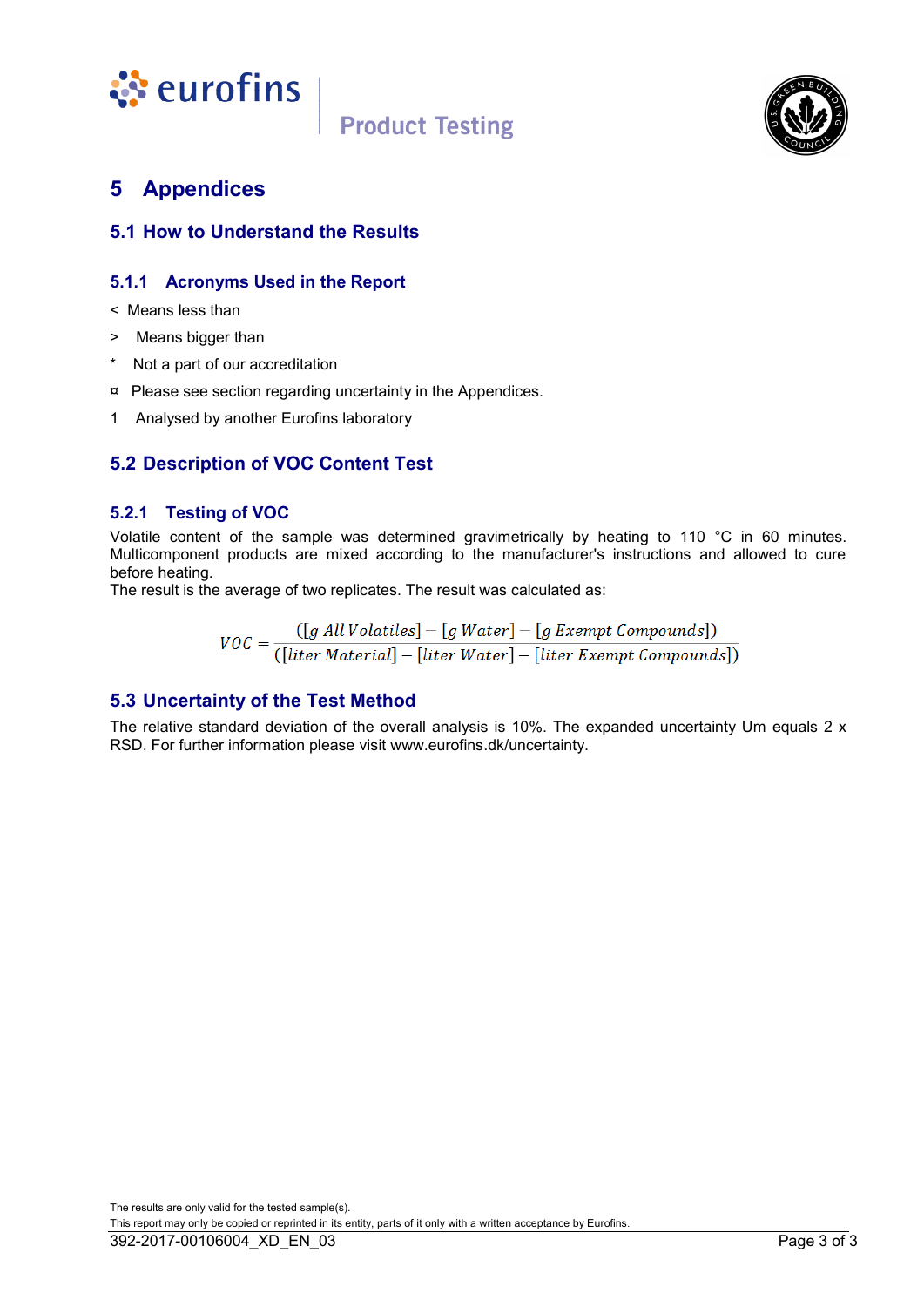# 5 Appendices

## 5.1 How to Understand the Results

### 5.1.1 Acronyms Used in the Report

< Means less than

> Means bigger than

* Not a part of our accreditation

¤ Please see section regarding uncertainty in the Appendices.

1 Analysed by another Eurofins laboratory

## 5.2 Description of VOC Content Test

### 5.2.1 Testing of VOC

Volatile content of the sample was determined gravimetrically by heating to 110 °C in 60 minutes. Multicomponent products are mixed according to the manufacturer's instructions and allowed to cure before heating.

The result is the average of two replicates. The result was calculated as:

$$VOC = \frac{([g\ All\ Volatiles] - [g\ Water] - [g\ Exempt\ Compounds])}{([liter\ Material] - [liter\ Water] - [liter\ Exempt\ Compounds])}$$

## 5.3 Uncertainty of the Test Method

The relative standard deviation of the overall analysis is 10%. The expanded uncertainty Um equals 2 x RSD. For further information please visit www.eurofins.dk/uncertainty.

The results are only valid for the tested sample(s).

This report may only be copied or reprinted in its entity, parts of it only with a written acceptance by Eurofins.

392-2017-00106004_XD_EN_03